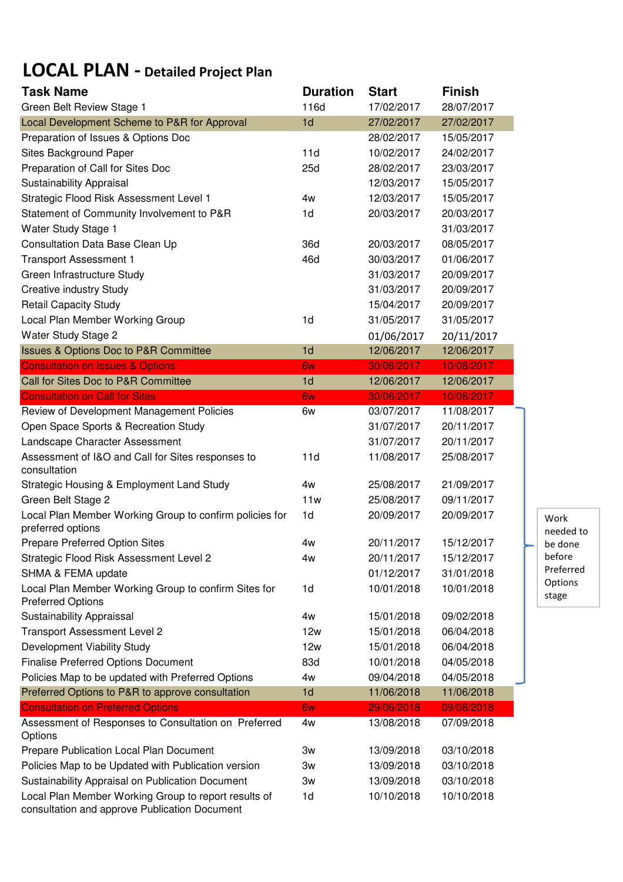# LOCAL PLAN - Detailed Project Plan

| Task Name | Duration | Start | Finish |
| --- | --- | --- | --- |
| Green Belt Review Stage 1 | 116d | 17/02/2017 | 28/07/2017 |
| Local Development Scheme to P&R for Approval | 1d | 27/02/2017 | 27/02/2017 |
| Preparation of Issues & Options Doc | | 28/02/2017 | 15/05/2017 |
| Sites Background Paper | 11d | 10/02/2017 | 24/02/2017 |
| Preparation of Call for Sites Doc | 25d | 28/02/2017 | 23/03/2017 |
| Sustainability Appraisal | | 12/03/2017 | 15/05/2017 |
| Strategic Flood Risk Assessment Level 1 | 4w | 12/03/2017 | 15/05/2017 |
| Statement of Community Involvement to P&R | 1d | 20/03/2017 | 20/03/2017 |
| Water Study Stage 1 | | | 31/03/2017 |
| Consultation Data Base Clean Up | 36d | 20/03/2017 | 08/05/2017 |
| Transport Assessment 1 | 46d | 30/03/2017 | 01/06/2017 |
| Green Infrastructure Study | | 31/03/2017 | 20/09/2017 |
| Creative industry Study | | 31/03/2017 | 20/09/2017 |
| Retail Capacity Study | | 15/04/2017 | 20/09/2017 |
| Local Plan Member Working Group | 1d | 31/05/2017 | 31/05/2017 |
| Water Study Stage 2 | | 01/06/2017 | 20/11/2017 |
| Issues & Options Doc to P&R Committee | 1d | 12/06/2017 | 12/06/2017 |
| Consultation on Issues & Options | 6w | 30/06/2017 | 10/08/2017 |
| Call for Sites Doc to P&R Committee | 1d | 12/06/2017 | 12/06/2017 |
| Consultation on Call for Sites | 6w | 30/06/2017 | 10/08/2017 |
| Review of Development Management Policies | 6w | 03/07/2017 | 11/08/2017 |
| Open Space Sports & Recreation Study | | 31/07/2017 | 20/11/2017 |
| Landscape Character Assessment | | 31/07/2017 | 20/11/2017 |
| Assessment of I&O and Call for Sites responses to consultation | 11d | 11/08/2017 | 25/08/2017 |
| Strategic Housing & Employment Land Study | 4w | 25/08/2017 | 21/09/2017 |
| Green Belt Stage 2 | 11w | 25/08/2017 | 09/11/2017 |
| Local Plan Member Working Group to confirm policies for preferred options | 1d | 20/09/2017 | 20/09/2017 |
| Prepare Preferred Option Sites | 4w | 20/11/2017 | 15/12/2017 |
| Strategic Flood Risk Assessment Level 2 | 4w | 20/11/2017 | 15/12/2017 |
| SHMA & FEMA update | | 01/12/2017 | 31/01/2018 |
| Local Plan Member Working Group to confirm Sites for Preferred Options | 1d | 10/01/2018 | 10/01/2018 |
| Sustainability Appraissal | 4w | 15/01/2018 | 09/02/2018 |
| Transport Assessment Level 2 | 12w | 15/01/2018 | 06/04/2018 |
| Development Viability Study | 12w | 15/01/2018 | 06/04/2018 |
| Finalise Preferred Options Document | 83d | 10/01/2018 | 04/05/2018 |
| Policies Map to be updated with Preferred Options | 4w | 09/04/2018 | 04/05/2018 |
| Preferred Options to P&R to approve consultation | 1d | 11/06/2018 | 11/06/2018 |
| Consultation on Preferred Options | 6w | 29/06/2018 | 09/08/2018 |
| Assessment of Responses to Consultation on Preferred Options | 4w | 13/08/2018 | 07/09/2018 |
| Prepare Publication Local Plan Document | 3w | 13/09/2018 | 03/10/2018 |
| Policies Map to be Updated with Publication version | 3w | 13/09/2018 | 03/10/2018 |
| Sustainability Appraisal on Publication Document | 3w | 13/09/2018 | 03/10/2018 |
| Local Plan Member Working Group to report results of consultation and approve Publication Document | 1d | 10/10/2018 | 10/10/2018 |

Work needed to be done before Preferred Options stage (applies to tasks from "Review of Development Management Policies" to "Policies Map to be updated with Preferred Options")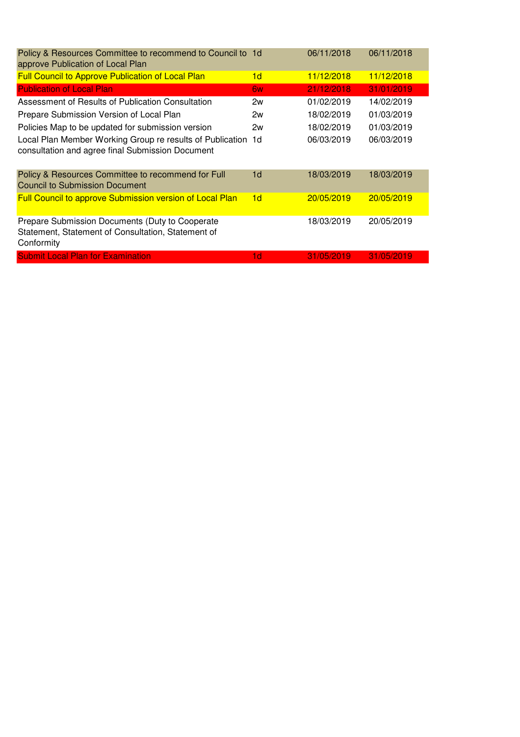| | | | |
|---|---|---|---|
| Policy & Resources Committee to recommend to Council to approve Publication of Local Plan | 1d | 06/11/2018 | 06/11/2018 |
| Full Council to Approve Publication of Local Plan | 1d | 11/12/2018 | 11/12/2018 |
| Publication of Local Plan | 6w | 21/12/2018 | 31/01/2019 |
| Assessment of Results of Publication Consultation | 2w | 01/02/2019 | 14/02/2019 |
| Prepare Submission Version of Local Plan | 2w | 18/02/2019 | 01/03/2019 |
| Policies Map to be updated for submission version | 2w | 18/02/2019 | 01/03/2019 |
| Local Plan Member Working Group re results of Publication consultation and agree final Submission Document | 1d | 06/03/2019 | 06/03/2019 |
| Policy & Resources Committee to recommend for Full Council to Submission Document | 1d | 18/03/2019 | 18/03/2019 |
| Full Council to approve Submission version of Local Plan | 1d | 20/05/2019 | 20/05/2019 |
| Prepare Submission Documents (Duty to Cooperate Statement, Statement of Consultation, Statement of Conformity | | 18/03/2019 | 20/05/2019 |
| Submit Local Plan for Examination | 1d | 31/05/2019 | 31/05/2019 |